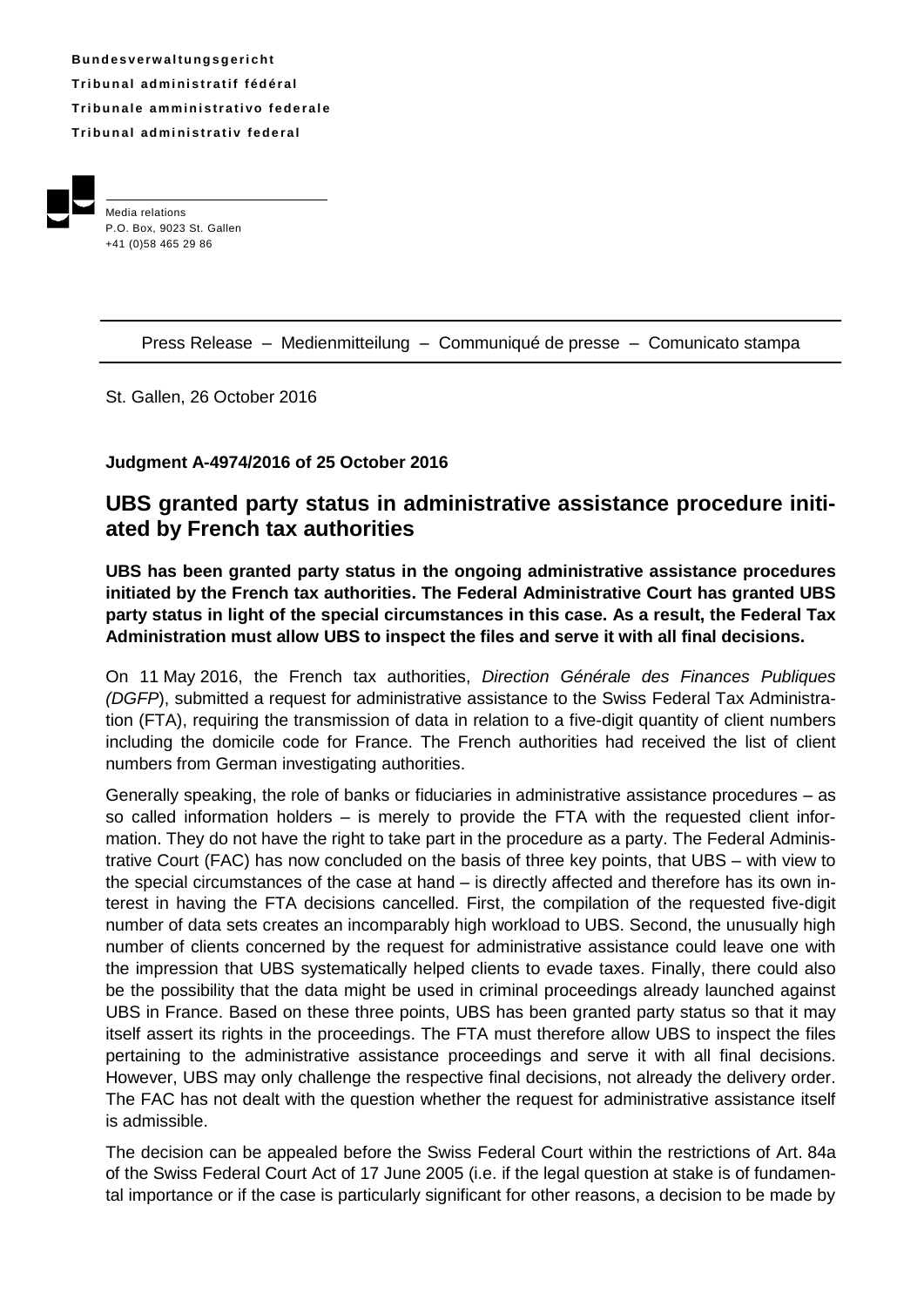**Bundesverwaltungsgericht**
**Tribunal administratif fédéral**
**Tribunale amministrativo federale**
**Tribunal administrativ federal**

Media relations
P.O. Box, 9023 St. Gallen
+41 (0)58 465 29 86

Press Release – Medienmitteilung – Communiqué de presse – Comunicato stampa

St. Gallen, 26 October 2016

**Judgment A-4974/2016 of 25 October 2016**

## UBS granted party status in administrative assistance procedure initiated by French tax authorities

**UBS has been granted party status in the ongoing administrative assistance procedures initiated by the French tax authorities. The Federal Administrative Court has granted UBS party status in light of the special circumstances in this case. As a result, the Federal Tax Administration must allow UBS to inspect the files and serve it with all final decisions.**

On 11 May 2016, the French tax authorities, *Direction Générale des Finances Publiques (DGFP)*, submitted a request for administrative assistance to the Swiss Federal Tax Administration (FTA), requiring the transmission of data in relation to a five-digit quantity of client numbers including the domicile code for France. The French authorities had received the list of client numbers from German investigating authorities.

Generally speaking, the role of banks or fiduciaries in administrative assistance procedures – as so called information holders – is merely to provide the FTA with the requested client information. They do not have the right to take part in the procedure as a party. The Federal Administrative Court (FAC) has now concluded on the basis of three key points, that UBS – with view to the special circumstances of the case at hand – is directly affected and therefore has its own interest in having the FTA decisions cancelled. First, the compilation of the requested five-digit number of data sets creates an incomparably high workload to UBS. Second, the unusually high number of clients concerned by the request for administrative assistance could leave one with the impression that UBS systematically helped clients to evade taxes. Finally, there could also be the possibility that the data might be used in criminal proceedings already launched against UBS in France. Based on these three points, UBS has been granted party status so that it may itself assert its rights in the proceedings. The FTA must therefore allow UBS to inspect the files pertaining to the administrative assistance proceedings and serve it with all final decisions. However, UBS may only challenge the respective final decisions, not already the delivery order. The FAC has not dealt with the question whether the request for administrative assistance itself is admissible.

The decision can be appealed before the Swiss Federal Court within the restrictions of Art. 84a of the Swiss Federal Court Act of 17 June 2005 (i.e. if the legal question at stake is of fundamental importance or if the case is particularly significant for other reasons, a decision to be made by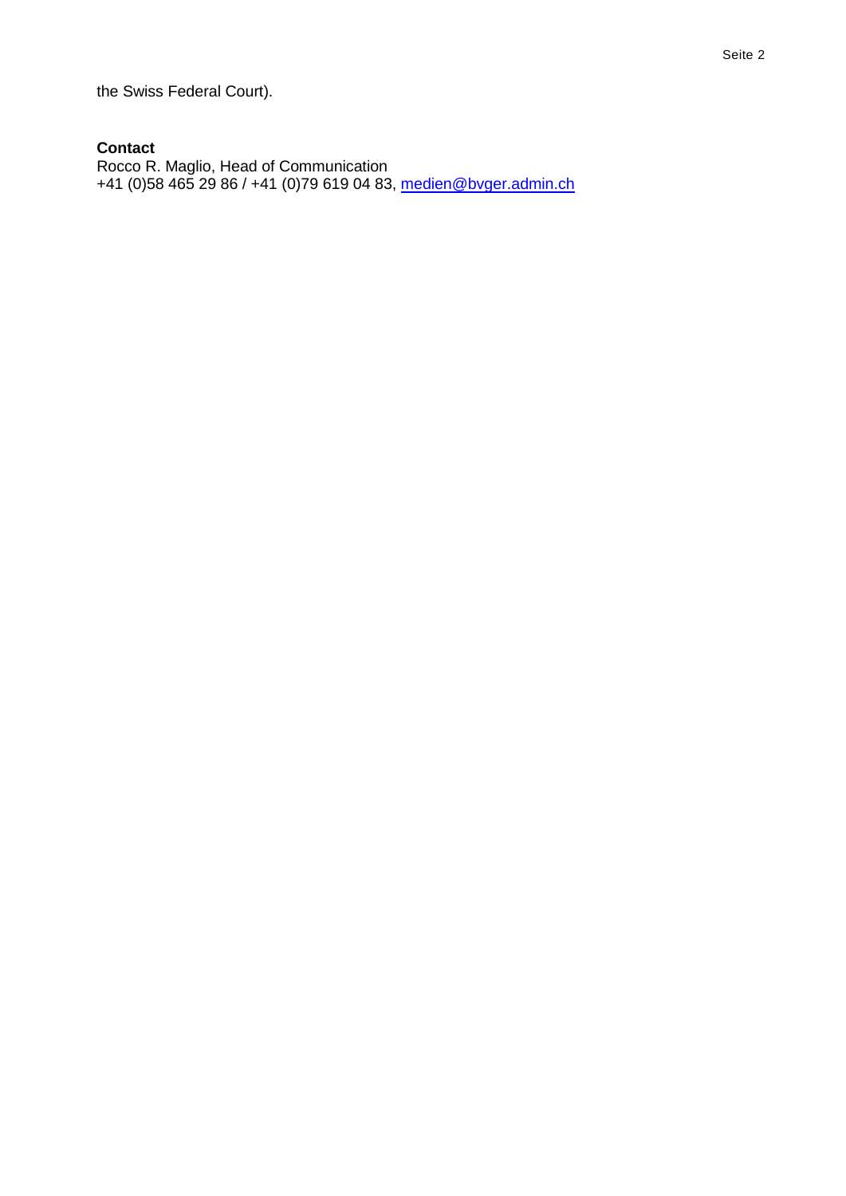the Swiss Federal Court).

**Contact**
Rocco R. Maglio, Head of Communication
+41 (0)58 465 29 86 / +41 (0)79 619 04 83, medien@bvger.admin.ch